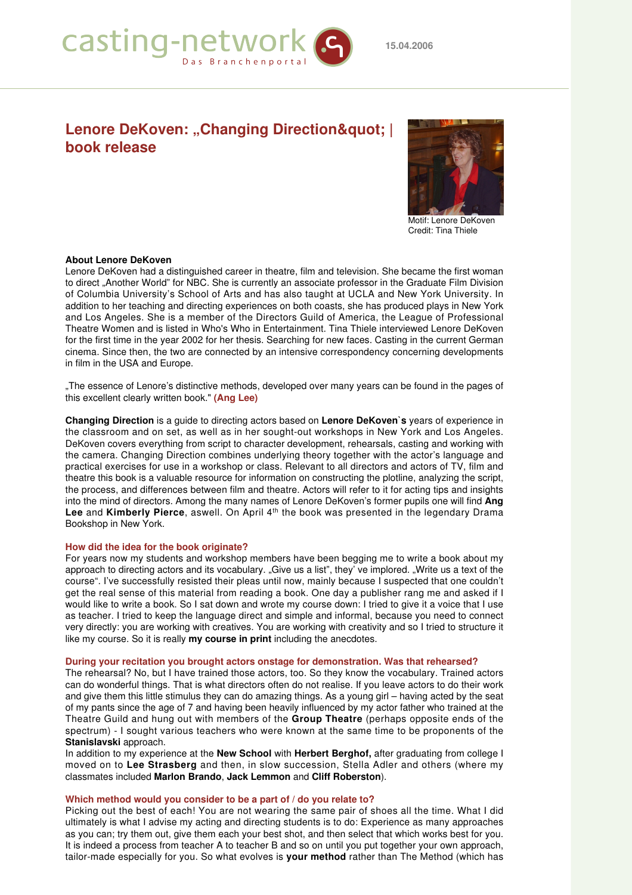casting-network

Das Branchenportal

15.04.2006

# Lenore DeKoven: „Changing Direction&quot; | book release

Motif: Lenore DeKoven
Credit: Tina Thiele

**About Lenore DeKoven**
Lenore DeKoven had a distinguished career in theatre, film and television. She became the first woman to direct „Another World" for NBC. She is currently an associate professor in the Graduate Film Division of Columbia University's School of Arts and has also taught at UCLA and New York University. In addition to her teaching and directing experiences on both coasts, she has produced plays in New York and Los Angeles. She is a member of the Directors Guild of America, the League of Professional Theatre Women and is listed in Who's Who in Entertainment. Tina Thiele interviewed Lenore DeKoven for the first time in the year 2002 for her thesis. Searching for new faces. Casting in the current German cinema. Since then, the two are connected by an intensive correspondency concerning developments in film in the USA and Europe.

„The essence of Lenore's distinctive methods, developed over many years can be found in the pages of this excellent clearly written book." **(Ang Lee)**

**Changing Direction** is a guide to directing actors based on **Lenore DeKoven`s** years of experience in the classroom and on set, as well as in her sought-out workshops in New York and Los Angeles. DeKoven covers everything from script to character development, rehearsals, casting and working with the camera. Changing Direction combines underlying theory together with the actor's language and practical exercises for use in a workshop or class. Relevant to all directors and actors of TV, film and theatre this book is a valuable resource for information on constructing the plotline, analyzing the script, the process, and differences between film and theatre. Actors will refer to it for acting tips and insights into the mind of directors. Among the many names of Lenore DeKoven's former pupils one will find **Ang Lee** and **Kimberly Pierce**, aswell. On April 4th the book was presented in the legendary Drama Bookshop in New York.

**How did the idea for the book originate?**
For years now my students and workshop members have been begging me to write a book about my approach to directing actors and its vocabulary. „Give us a list", they' ve implored. „Write us a text of the course". I've successfully resisted their pleas until now, mainly because I suspected that one couldn't get the real sense of this material from reading a book. One day a publisher rang me and asked if I would like to write a book. So I sat down and wrote my course down: I tried to give it a voice that I use as teacher. I tried to keep the language direct and simple and informal, because you need to connect very directly: you are working with creatives. You are working with creativity and so I tried to structure it like my course. So it is really **my course in print** including the anecdotes.

**During your recitation you brought actors onstage for demonstration. Was that rehearsed?**
The rehearsal? No, but I have trained those actors, too. So they know the vocabulary. Trained actors can do wonderful things. That is what directors often do not realise. If you leave actors to do their work and give them this little stimulus they can do amazing things. As a young girl – having acted by the seat of my pants since the age of 7 and having been heavily influenced by my actor father who trained at the Theatre Guild and hung out with members of the **Group Theatre** (perhaps opposite ends of the spectrum) - I sought various teachers who were known at the same time to be proponents of the **Stanislavski** approach.
In addition to my experience at the **New School** with **Herbert Berghof,** after graduating from college I moved on to **Lee Strasberg** and then, in slow succession, Stella Adler and others (where my classmates included **Marlon Brando**, **Jack Lemmon** and **Cliff Roberston**).

**Which method would you consider to be a part of / do you relate to?**
Picking out the best of each! You are not wearing the same pair of shoes all the time. What I did ultimately is what I advise my acting and directing students is to do: Experience as many approaches as you can; try them out, give them each your best shot, and then select that which works best for you. It is indeed a process from teacher A to teacher B and so on until you put together your own approach, tailor-made especially for you. So what evolves is **your method** rather than The Method (which has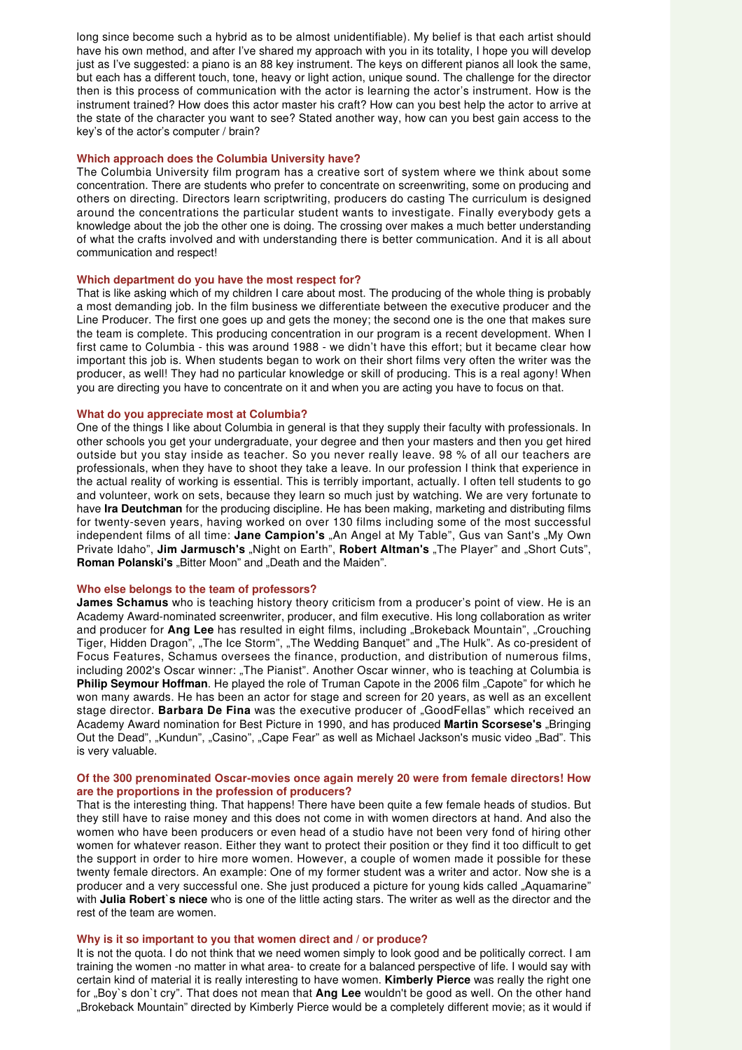long since become such a hybrid as to be almost unidentifiable). My belief is that each artist should have his own method, and after I've shared my approach with you in its totality, I hope you will develop just as I've suggested: a piano is an 88 key instrument. The keys on different pianos all look the same, but each has a different touch, tone, heavy or light action, unique sound. The challenge for the director then is this process of communication with the actor is learning the actor's instrument. How is the instrument trained? How does this actor master his craft? How can you best help the actor to arrive at the state of the character you want to see? Stated another way, how can you best gain access to the key's of the actor's computer / brain?

**Which approach does the Columbia University have?**

The Columbia University film program has a creative sort of system where we think about some concentration. There are students who prefer to concentrate on screenwriting, some on producing and others on directing. Directors learn scriptwriting, producers do casting The curriculum is designed around the concentrations the particular student wants to investigate. Finally everybody gets a knowledge about the job the other one is doing. The crossing over makes a much better understanding of what the crafts involved and with understanding there is better communication. And it is all about communication and respect!

**Which department do you have the most respect for?**

That is like asking which of my children I care about most. The producing of the whole thing is probably a most demanding job. In the film business we differentiate between the executive producer and the Line Producer. The first one goes up and gets the money; the second one is the one that makes sure the team is complete. This producing concentration in our program is a recent development. When I first came to Columbia - this was around 1988 - we didn't have this effort; but it became clear how important this job is. When students began to work on their short films very often the writer was the producer, as well! They had no particular knowledge or skill of producing. This is a real agony! When you are directing you have to concentrate on it and when you are acting you have to focus on that.

**What do you appreciate most at Columbia?**

One of the things I like about Columbia in general is that they supply their faculty with professionals. In other schools you get your undergraduate, your degree and then your masters and then you get hired outside but you stay inside as teacher. So you never really leave. 98 % of all our teachers are professionals, when they have to shoot they take a leave. In our profession I think that experience in the actual reality of working is essential. This is terribly important, actually. I often tell students to go and volunteer, work on sets, because they learn so much just by watching. We are very fortunate to have **Ira Deutchman** for the producing discipline. He has been making, marketing and distributing films for twenty-seven years, having worked on over 130 films including some of the most successful independent films of all time: **Jane Campion's** „An Angel at My Table", Gus van Sant's „My Own Private Idaho", **Jim Jarmusch's** „Night on Earth", **Robert Altman's** „The Player" and „Short Cuts", **Roman Polanski's** „Bitter Moon" and „Death and the Maiden".

**Who else belongs to the team of professors?**

**James Schamus** who is teaching history theory criticism from a producer's point of view. He is an Academy Award-nominated screenwriter, producer, and film executive. His long collaboration as writer and producer for **Ang Lee** has resulted in eight films, including „Brokeback Mountain", „Crouching Tiger, Hidden Dragon", „The Ice Storm", „The Wedding Banquet" and „The Hulk". As co-president of Focus Features, Schamus oversees the finance, production, and distribution of numerous films, including 2002's Oscar winner: „The Pianist". Another Oscar winner, who is teaching at Columbia is **Philip Seymour Hoffman**. He played the role of Truman Capote in the 2006 film „Capote" for which he won many awards. He has been an actor for stage and screen for 20 years, as well as an excellent stage director. **Barbara De Fina** was the executive producer of „GoodFellas" which received an Academy Award nomination for Best Picture in 1990, and has produced **Martin Scorsese's** „Bringing Out the Dead", „Kundun", „Casino", „Cape Fear" as well as Michael Jackson's music video „Bad". This is very valuable.

**Of the 300 prenominated Oscar-movies once again merely 20 were from female directors! How are the proportions in the profession of producers?**

That is the interesting thing. That happens! There have been quite a few female heads of studios. But they still have to raise money and this does not come in with women directors at hand. And also the women who have been producers or even head of a studio have not been very fond of hiring other women for whatever reason. Either they want to protect their position or they find it too difficult to get the support in order to hire more women. However, a couple of women made it possible for these twenty female directors. An example: One of my former student was a writer and actor. Now she is a producer and a very successful one. She just produced a picture for young kids called „Aquamarine" with **Julia Robert`s niece** who is one of the little acting stars. The writer as well as the director and the rest of the team are women.

**Why is it so important to you that women direct and / or produce?**

It is not the quota. I do not think that we need women simply to look good and be politically correct. I am training the women -no matter in what area- to create for a balanced perspective of life. I would say with certain kind of material it is really interesting to have women. **Kimberly Pierce** was really the right one for „Boy`s don`t cry". That does not mean that **Ang Lee** wouldn't be good as well. On the other hand „Brokeback Mountain" directed by Kimberly Pierce would be a completely different movie; as it would if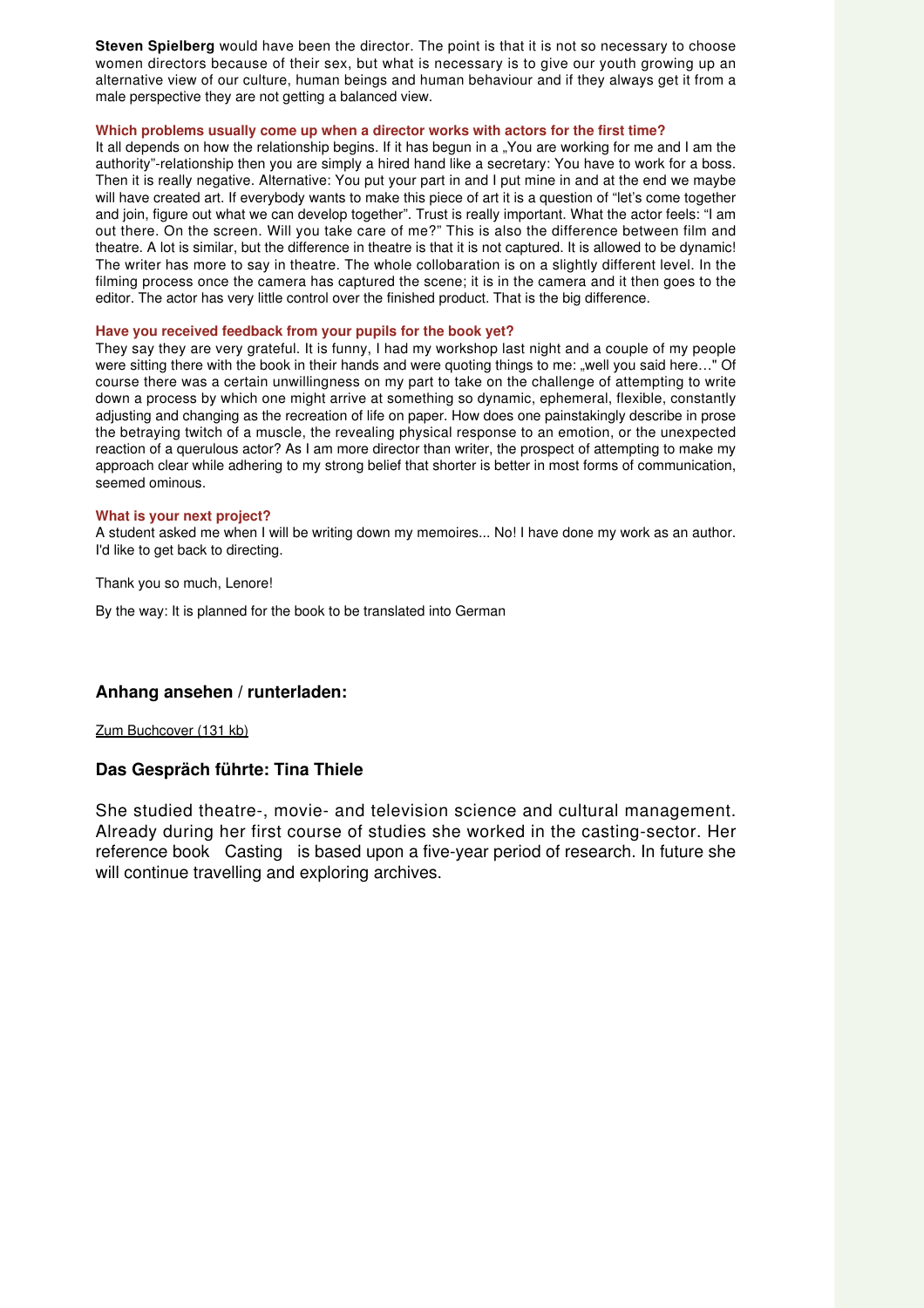**Steven Spielberg** would have been the director. The point is that it is not so necessary to choose women directors because of their sex, but what is necessary is to give our youth growing up an alternative view of our culture, human beings and human behaviour and if they always get it from a male perspective they are not getting a balanced view.

**Which problems usually come up when a director works with actors for the first time?**

It all depends on how the relationship begins. If it has begun in a „You are working for me and I am the authority"-relationship then you are simply a hired hand like a secretary: You have to work for a boss. Then it is really negative. Alternative: You put your part in and I put mine in and at the end we maybe will have created art. If everybody wants to make this piece of art it is a question of "let's come together and join, figure out what we can develop together". Trust is really important. What the actor feels: "I am out there. On the screen. Will you take care of me?" This is also the difference between film and theatre. A lot is similar, but the difference in theatre is that it is not captured. It is allowed to be dynamic! The writer has more to say in theatre. The whole collobaration is on a slightly different level. In the filming process once the camera has captured the scene; it is in the camera and it then goes to the editor. The actor has very little control over the finished product. That is the big difference.

**Have you received feedback from your pupils for the book yet?**

They say they are very grateful. It is funny, I had my workshop last night and a couple of my people were sitting there with the book in their hands and were quoting things to me: „well you said here…" Of course there was a certain unwillingness on my part to take on the challenge of attempting to write down a process by which one might arrive at something so dynamic, ephemeral, flexible, constantly adjusting and changing as the recreation of life on paper. How does one painstakingly describe in prose the betraying twitch of a muscle, the revealing physical response to an emotion, or the unexpected reaction of a querulous actor? As I am more director than writer, the prospect of attempting to make my approach clear while adhering to my strong belief that shorter is better in most forms of communication, seemed ominous.

**What is your next project?**

A student asked me when I will be writing down my memoires... No! I have done my work as an author. I'd like to get back to directing.

Thank you so much, Lenore!

By the way: It is planned for the book to be translated into German

### Anhang ansehen / runterladen:

Zum Buchcover (131 kb)

### Das Gespräch führte: Tina Thiele

She studied theatre-, movie- and television science and cultural management. Already during her first course of studies she worked in the casting-sector. Her reference book Casting is based upon a five-year period of research. In future she will continue travelling and exploring archives.